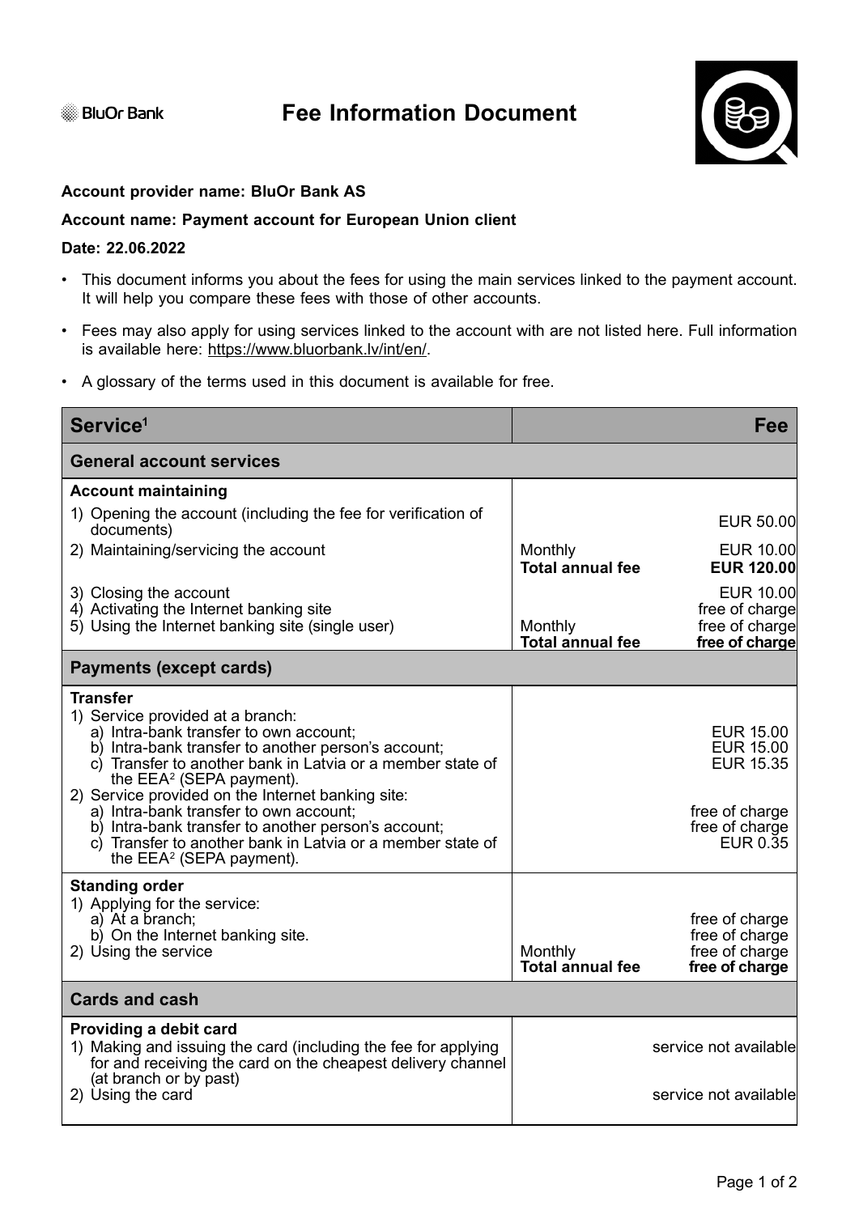BluOr Bank

# Fee Information Document

**Account provider name: BluOr Bank AS**

**Account name: Payment account for European Union client**

**Date: 22.06.2022**

- This document informs you about the fees for using the main services linked to the payment account. It will help you compare these fees with those of other accounts.
- Fees may also apply for using services linked to the account with are not listed here. Full information is available here: https://www.bluorbank.lv/int/en/.
- A glossary of the terms used in this document is available for free.

| **Service**[1] | | **Fee** |
|---|---|---|
| **General account services** | | |
| **Account maintaining** | | |
| 1) Opening the account (including the fee for verification of documents) | | EUR 50.00 |
| 2) Maintaining/servicing the account | Monthly | EUR 10.00 |
| | **Total annual fee** | **EUR 120.00** |
| 3) Closing the account | | EUR 10.00 |
| 4) Activating the Internet banking site | | free of charge |
| 5) Using the Internet banking site (single user) | Monthly | free of charge |
| | **Total annual fee** | **free of charge** |
| **Payments (except cards)** | | |
| **Transfer** | | |
| 1) Service provided at a branch: | | |
| a) Intra-bank transfer to own account; | | EUR 15.00 |
| b) Intra-bank transfer to another person's account; | | EUR 15.00 |
| c) Transfer to another bank in Latvia or a member state of the EEA[2] (SEPA payment). | | EUR 15.35 |
| 2) Service provided on the Internet banking site: | | |
| a) Intra-bank transfer to own account; | | free of charge |
| b) Intra-bank transfer to another person's account; | | free of charge |
| c) Transfer to another bank in Latvia or a member state of the EEA[2] (SEPA payment). | | EUR 0.35 |
| **Standing order** | | |
| 1) Applying for the service: | | |
| a) At a branch; | | free of charge |
| b) On the Internet banking site. | | free of charge |
| 2) Using the service | Monthly | free of charge |
| | **Total annual fee** | **free of charge** |
| **Cards and cash** | | |
| **Providing a debit card** | | |
| 1) Making and issuing the card (including the fee for applying for and receiving the card on the cheapest delivery channel (at branch or by past) | | service not available |
| 2) Using the card | | service not available |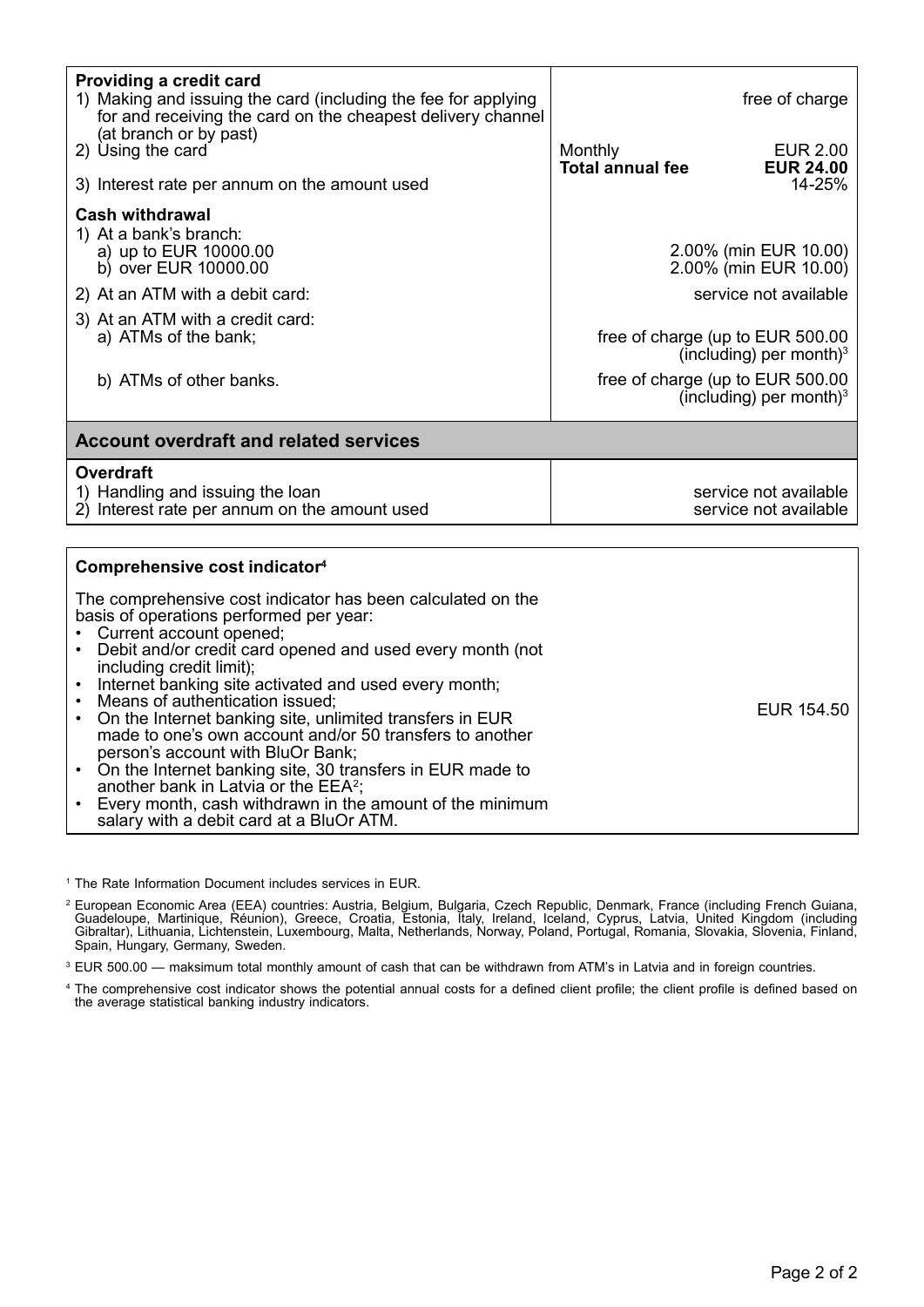| | |
|---|---|
| **Providing a credit card** | |
| 1) Making and issuing the card (including the fee for applying for and receiving the card on the cheapest delivery channel (at branch or by past) | free of charge |
| 2) Using the card | Monthly EUR 2.00<br>**Total annual fee** **EUR 24.00** |
| 3) Interest rate per annum on the amount used | 14-25% |
| **Cash withdrawal** | |
| 1) At a bank's branch: | |
| a) up to EUR 10000.00 | 2.00% (min EUR 10.00) |
| b) over EUR 10000.00 | 2.00% (min EUR 10.00) |
| 2) At an ATM with a debit card: | service not available |
| 3) At an ATM with a credit card: | |
| a) ATMs of the bank; | free of charge (up to EUR 500.00 (including) per month)[3] |
| b) ATMs of other banks. | free of charge (up to EUR 500.00 (including) per month)[3] |

## Account overdraft and related services

| | |
|---|---|
| **Overdraft** | |
| 1) Handling and issuing the loan | service not available |
| 2) Interest rate per annum on the amount used | service not available |

| | |
|---|---|
| **Comprehensive cost indicator**[4] | |
| The comprehensive cost indicator has been calculated on the basis of operations performed per year:<br>• Current account opened;<br>• Debit and/or credit card opened and used every month (not including credit limit);<br>• Internet banking site activated and used every month;<br>• Means of authentication issued;<br>• On the Internet banking site, unlimited transfers in EUR made to one's own account and/or 50 transfers to another person's account with BluOr Bank;<br>• On the Internet banking site, 30 transfers in EUR made to another bank in Latvia or the EEA[2];<br>• Every month, cash withdrawn in the amount of the minimum salary with a debit card at a BluOr ATM. | EUR 154.50 |

[1] The Rate Information Document includes services in EUR.

[2] European Economic Area (EEA) countries: Austria, Belgium, Bulgaria, Czech Republic, Denmark, France (including French Guiana, Guadeloupe, Martinique, Réunion), Greece, Croatia, Estonia, Italy, Ireland, Iceland, Cyprus, Latvia, United Kingdom (including Gibraltar), Lithuania, Lichtenstein, Luxembourg, Malta, Netherlands, Norway, Poland, Portugal, Romania, Slovakia, Slovenia, Finland, Spain, Hungary, Germany, Sweden.

[3] EUR 500.00 — maksimum total monthly amount of cash that can be withdrawn from ATM's in Latvia and in foreign countries.

[4] The comprehensive cost indicator shows the potential annual costs for a defined client profile; the client profile is defined based on the average statistical banking industry indicators.